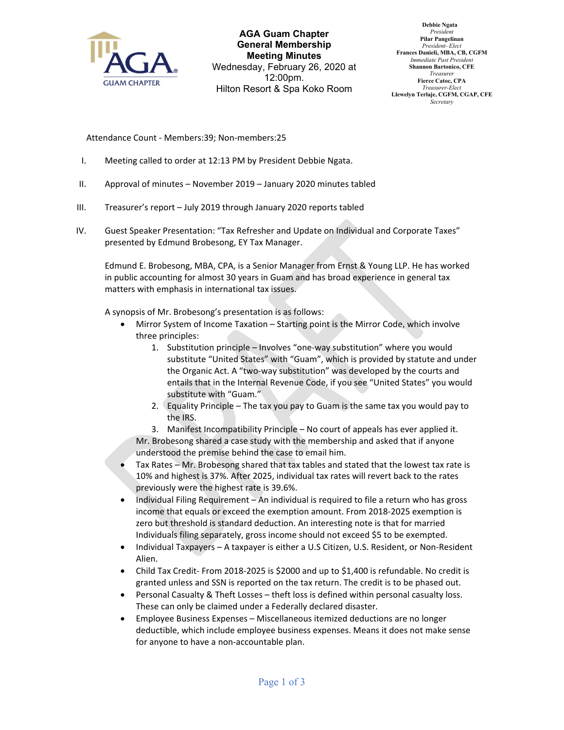# AGA Guam Chapter

## General Membership Meeting Minutes

Wednesday, February 26, 2020 at 12:00pm.
Hilton Resort & Spa Koko Room

**Debbie Ngata**
*President*
**Pilar Pangelinan**
*President- Elect*
**Frances Danieli, MBA, CB, CGFM**
*Immediate Past President*
**Shannon Bartonico, CFE**
*Treasurer*
**Fierce Catoc, CPA**
*Treasurer-Elect*
**Llewelyn Terlaje, CGFM, CGAP, CFE**
*Secretary*

Attendance Count - Members:39; Non-members:25

I. Meeting called to order at 12:13 PM by President Debbie Ngata.

II. Approval of minutes – November 2019 – January 2020 minutes tabled

III. Treasurer's report – July 2019 through January 2020 reports tabled

IV. Guest Speaker Presentation: "Tax Refresher and Update on Individual and Corporate Taxes" presented by Edmund Brobesong, EY Tax Manager.

Edmund E. Brobesong, MBA, CPA, is a Senior Manager from Ernst & Young LLP. He has worked in public accounting for almost 30 years in Guam and has broad experience in general tax matters with emphasis in international tax issues.

A synopsis of Mr. Brobesong's presentation is as follows:

- Mirror System of Income Taxation – Starting point is the Mirror Code, which involve three principles:
  1. Substitution principle – Involves "one-way substitution" where you would substitute "United States" with "Guam", which is provided by statute and under the Organic Act. A "two-way substitution" was developed by the courts and entails that in the Internal Revenue Code, if you see "United States" you would substitute with "Guam."
  2. Equality Principle – The tax you pay to Guam is the same tax you would pay to the IRS.
  3. Manifest Incompatibility Principle – No court of appeals has ever applied it.

  Mr. Brobesong shared a case study with the membership and asked that if anyone understood the premise behind the case to email him.
- Tax Rates – Mr. Brobesong shared that tax tables and stated that the lowest tax rate is 10% and highest is 37%. After 2025, individual tax rates will revert back to the rates previously were the highest rate is 39.6%.
- Individual Filing Requirement – An individual is required to file a return who has gross income that equals or exceed the exemption amount. From 2018-2025 exemption is zero but threshold is standard deduction. An interesting note is that for married Individuals filing separately, gross income should not exceed $5 to be exempted.
- Individual Taxpayers – A taxpayer is either a U.S Citizen, U.S. Resident, or Non-Resident Alien.
- Child Tax Credit- From 2018-2025 is $2000 and up to $1,400 is refundable. No credit is granted unless and SSN is reported on the tax return. The credit is to be phased out.
- Personal Casualty & Theft Losses – theft loss is defined within personal casualty loss. These can only be claimed under a Federally declared disaster.
- Employee Business Expenses – Miscellaneous itemized deductions are no longer deductible, which include employee business expenses. Means it does not make sense for anyone to have a non-accountable plan.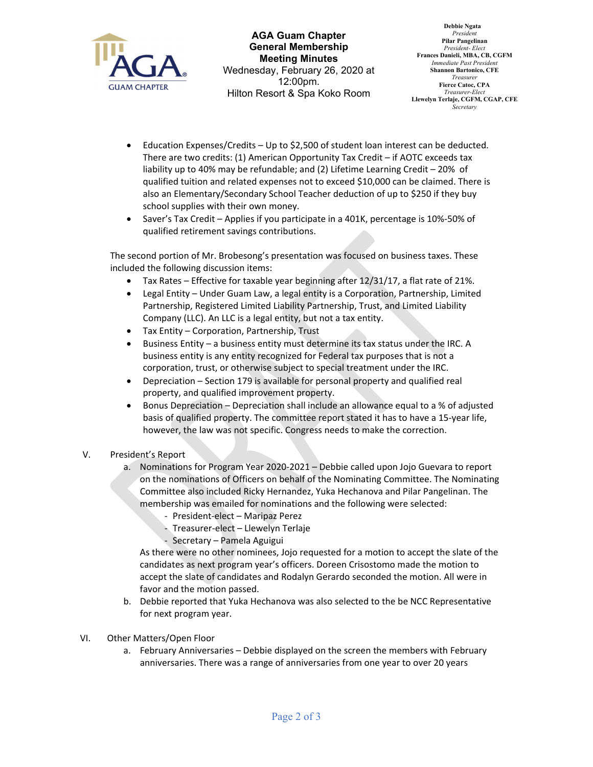- Education Expenses/Credits – Up to $2,500 of student loan interest can be deducted. There are two credits: (1) American Opportunity Tax Credit – if AOTC exceeds tax liability up to 40% may be refundable; and (2) Lifetime Learning Credit – 20% of qualified tuition and related expenses not to exceed $10,000 can be claimed. There is also an Elementary/Secondary School Teacher deduction of up to $250 if they buy school supplies with their own money.
- Saver's Tax Credit – Applies if you participate in a 401K, percentage is 10%-50% of qualified retirement savings contributions.

The second portion of Mr. Brobesong's presentation was focused on business taxes. These included the following discussion items:

- Tax Rates – Effective for taxable year beginning after 12/31/17, a flat rate of 21%.
- Legal Entity – Under Guam Law, a legal entity is a Corporation, Partnership, Limited Partnership, Registered Limited Liability Partnership, Trust, and Limited Liability Company (LLC). An LLC is a legal entity, but not a tax entity.
- Tax Entity – Corporation, Partnership, Trust
- Business Entity – a business entity must determine its tax status under the IRC. A business entity is any entity recognized for Federal tax purposes that is not a corporation, trust, or otherwise subject to special treatment under the IRC.
- Depreciation – Section 179 is available for personal property and qualified real property, and qualified improvement property.
- Bonus Depreciation – Depreciation shall include an allowance equal to a % of adjusted basis of qualified property. The committee report stated it has to have a 15-year life, however, the law was not specific. Congress needs to make the correction.

V. President's Report

a. Nominations for Program Year 2020-2021 – Debbie called upon Jojo Guevara to report on the nominations of Officers on behalf of the Nominating Committee. The Nominating Committee also included Ricky Hernandez, Yuka Hechanova and Pilar Pangelinan. The membership was emailed for nominations and the following were selected:
   - President-elect – Maripaz Perez
   - Treasurer-elect – Llewelyn Terlaje
   - Secretary – Pamela Aguigui

   As there were no other nominees, Jojo requested for a motion to accept the slate of the candidates as next program year's officers. Doreen Crisostomo made the motion to accept the slate of candidates and Rodalyn Gerardo seconded the motion. All were in favor and the motion passed.

b. Debbie reported that Yuka Hechanova was also selected to the be NCC Representative for next program year.

VI. Other Matters/Open Floor

a. February Anniversaries – Debbie displayed on the screen the members with February anniversaries. There was a range of anniversaries from one year to over 20 years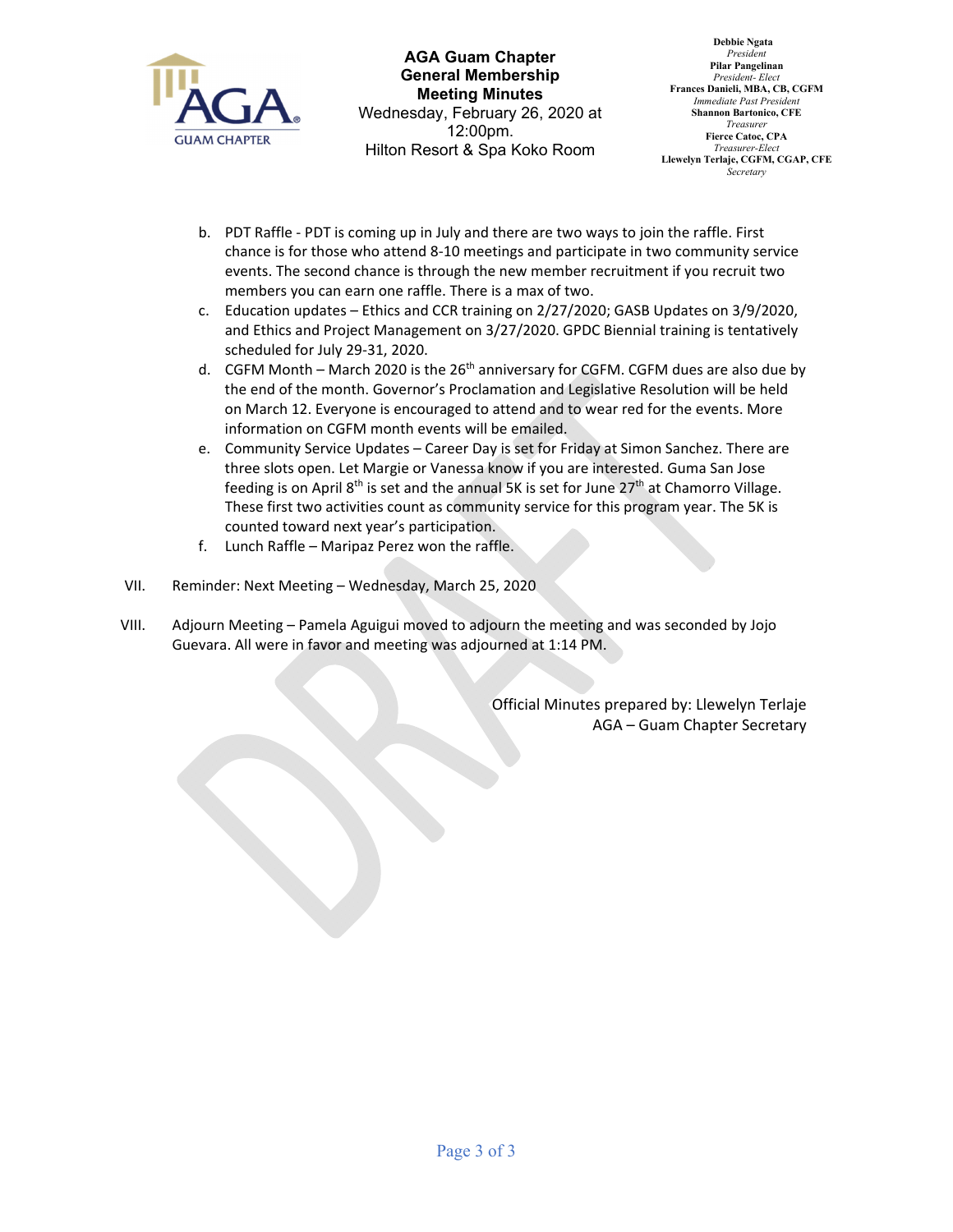**AGA Guam Chapter**
**General Membership**
**Meeting Minutes**
Wednesday, February 26, 2020 at 12:00pm.
Hilton Resort & Spa Koko Room

**Debbie Ngata**
*President*
**Pilar Pangelinan**
*President- Elect*
**Frances Danieli, MBA, CB, CGFM**
*Immediate Past President*
**Shannon Bartonico, CFE**
*Treasurer*
**Fierce Catoc, CPA**
*Treasurer-Elect*
**Llewelyn Terlaje, CGFM, CGAP, CFE**
*Secretary*

b. PDT Raffle - PDT is coming up in July and there are two ways to join the raffle. First chance is for those who attend 8-10 meetings and participate in two community service events. The second chance is through the new member recruitment if you recruit two members you can earn one raffle. There is a max of two.

c. Education updates – Ethics and CCR training on 2/27/2020; GASB Updates on 3/9/2020, and Ethics and Project Management on 3/27/2020. GPDC Biennial training is tentatively scheduled for July 29-31, 2020.

d. CGFM Month – March 2020 is the 26th anniversary for CGFM. CGFM dues are also due by the end of the month. Governor's Proclamation and Legislative Resolution will be held on March 12. Everyone is encouraged to attend and to wear red for the events. More information on CGFM month events will be emailed.

e. Community Service Updates – Career Day is set for Friday at Simon Sanchez. There are three slots open. Let Margie or Vanessa know if you are interested. Guma San Jose feeding is on April 8th is set and the annual 5K is set for June 27th at Chamorro Village. These first two activities count as community service for this program year. The 5K is counted toward next year's participation.

f. Lunch Raffle – Maripaz Perez won the raffle.

VII. Reminder: Next Meeting – Wednesday, March 25, 2020

VIII. Adjourn Meeting – Pamela Aguigui moved to adjourn the meeting and was seconded by Jojo Guevara. All were in favor and meeting was adjourned at 1:14 PM.

Official Minutes prepared by: Llewelyn Terlaje
AGA – Guam Chapter Secretary